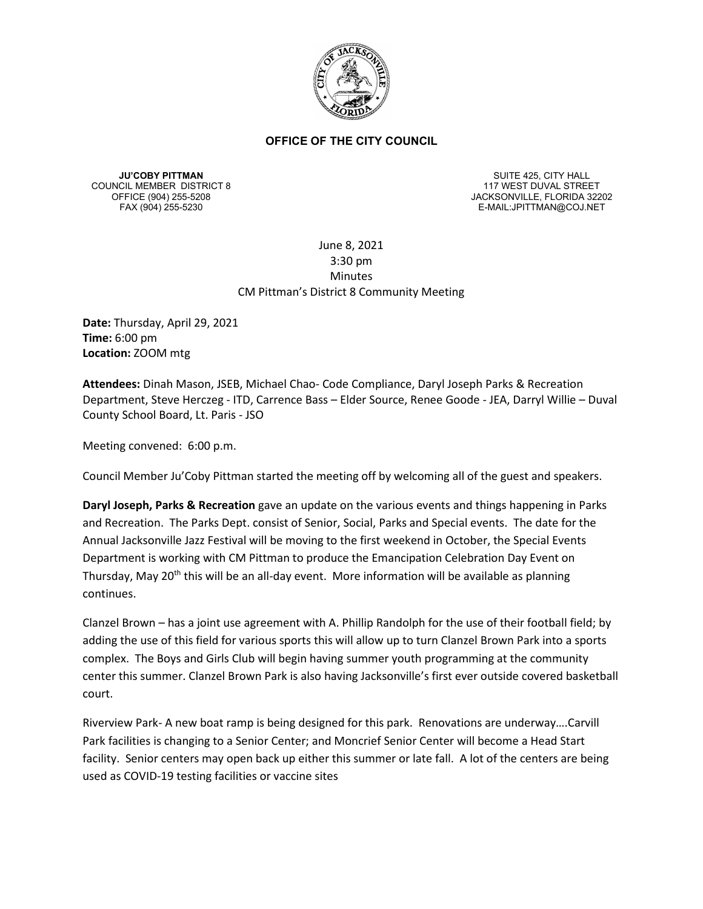**OFFICE OF THE CITY COUNCIL**

**JU'COBY PITTMAN**
COUNCIL MEMBER DISTRICT 8
OFFICE (904) 255-5208
FAX (904) 255-5230

SUITE 425, CITY HALL
117 WEST DUVAL STREET
JACKSONVILLE, FLORIDA 32202
E-MAIL:JPITTMAN@COJ.NET

June 8, 2021
3:30 pm
Minutes
CM Pittman's District 8 Community Meeting

**Date:** Thursday, April 29, 2021
**Time:** 6:00 pm
**Location:** ZOOM mtg

**Attendees:** Dinah Mason, JSEB, Michael Chao- Code Compliance, Daryl Joseph Parks & Recreation Department, Steve Herczeg - ITD, Carrence Bass – Elder Source, Renee Goode - JEA, Darryl Willie – Duval County School Board, Lt. Paris - JSO

Meeting convened: 6:00 p.m.

Council Member Ju'Coby Pittman started the meeting off by welcoming all of the guest and speakers.

**Daryl Joseph, Parks & Recreation** gave an update on the various events and things happening in Parks and Recreation. The Parks Dept. consist of Senior, Social, Parks and Special events. The date for the Annual Jacksonville Jazz Festival will be moving to the first weekend in October, the Special Events Department is working with CM Pittman to produce the Emancipation Celebration Day Event on Thursday, May 20th this will be an all-day event. More information will be available as planning continues.

Clanzel Brown – has a joint use agreement with A. Phillip Randolph for the use of their football field; by adding the use of this field for various sports this will allow up to turn Clanzel Brown Park into a sports complex. The Boys and Girls Club will begin having summer youth programming at the community center this summer. Clanzel Brown Park is also having Jacksonville's first ever outside covered basketball court.

Riverview Park- A new boat ramp is being designed for this park. Renovations are underway….Carvill Park facilities is changing to a Senior Center; and Moncrief Senior Center will become a Head Start facility. Senior centers may open back up either this summer or late fall. A lot of the centers are being used as COVID-19 testing facilities or vaccine sites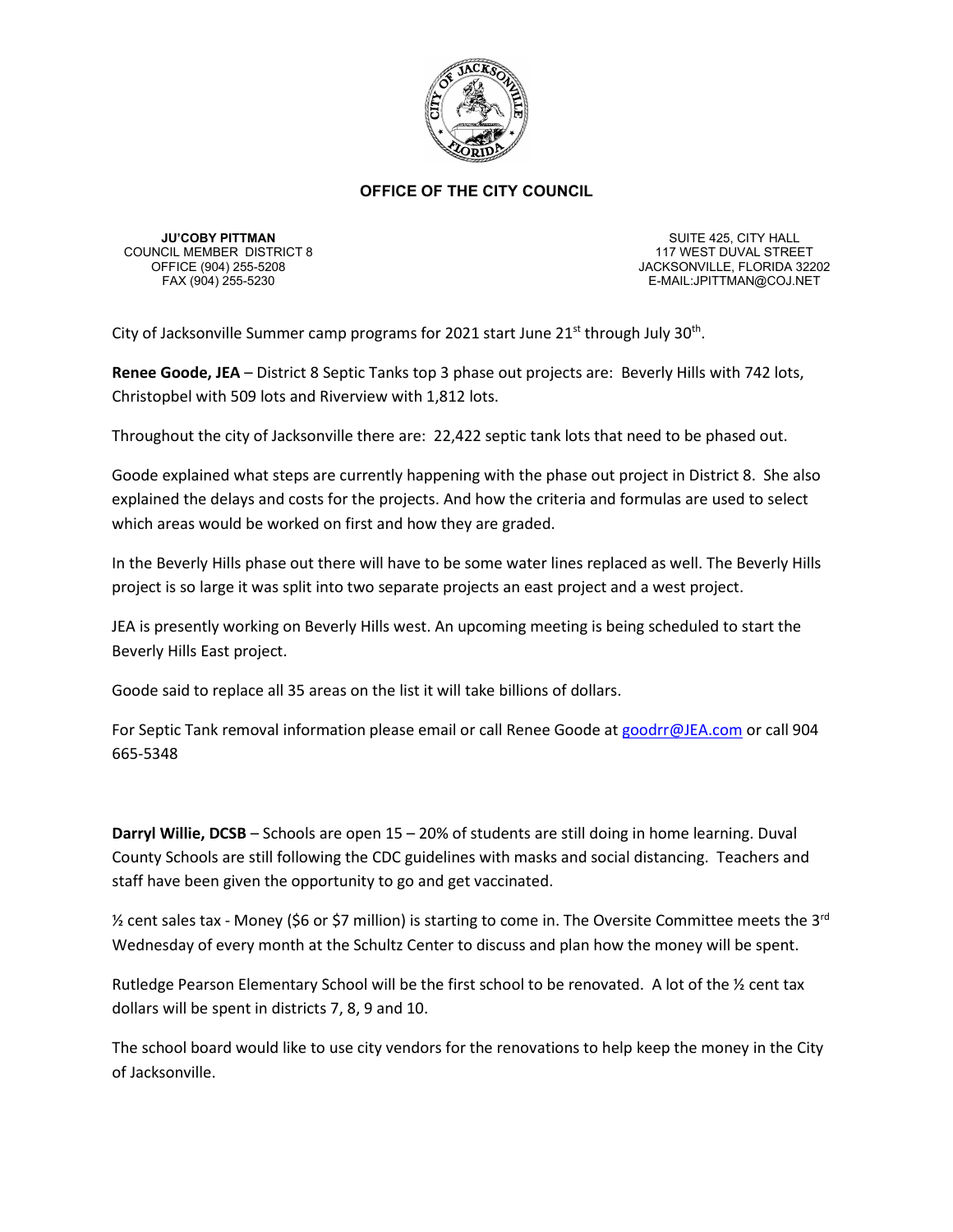**OFFICE OF THE CITY COUNCIL**

**JU'COBY PITTMAN**
COUNCIL MEMBER DISTRICT 8
OFFICE (904) 255-5208
FAX (904) 255-5230

SUITE 425, CITY HALL
117 WEST DUVAL STREET
JACKSONVILLE, FLORIDA 32202
E-MAIL:JPITTMAN@COJ.NET

City of Jacksonville Summer camp programs for 2021 start June 21st through July 30th.

**Renee Goode, JEA** – District 8 Septic Tanks top 3 phase out projects are: Beverly Hills with 742 lots, Christopbel with 509 lots and Riverview with 1,812 lots.

Throughout the city of Jacksonville there are: 22,422 septic tank lots that need to be phased out.

Goode explained what steps are currently happening with the phase out project in District 8. She also explained the delays and costs for the projects. And how the criteria and formulas are used to select which areas would be worked on first and how they are graded.

In the Beverly Hills phase out there will have to be some water lines replaced as well. The Beverly Hills project is so large it was split into two separate projects an east project and a west project.

JEA is presently working on Beverly Hills west. An upcoming meeting is being scheduled to start the Beverly Hills East project.

Goode said to replace all 35 areas on the list it will take billions of dollars.

For Septic Tank removal information please email or call Renee Goode at goodrr@JEA.com or call 904 665-5348

**Darryl Willie, DCSB** – Schools are open 15 – 20% of students are still doing in home learning. Duval County Schools are still following the CDC guidelines with masks and social distancing. Teachers and staff have been given the opportunity to go and get vaccinated.

½ cent sales tax - Money ($6 or $7 million) is starting to come in. The Oversite Committee meets the 3rd Wednesday of every month at the Schultz Center to discuss and plan how the money will be spent.

Rutledge Pearson Elementary School will be the first school to be renovated. A lot of the ½ cent tax dollars will be spent in districts 7, 8, 9 and 10.

The school board would like to use city vendors for the renovations to help keep the money in the City of Jacksonville.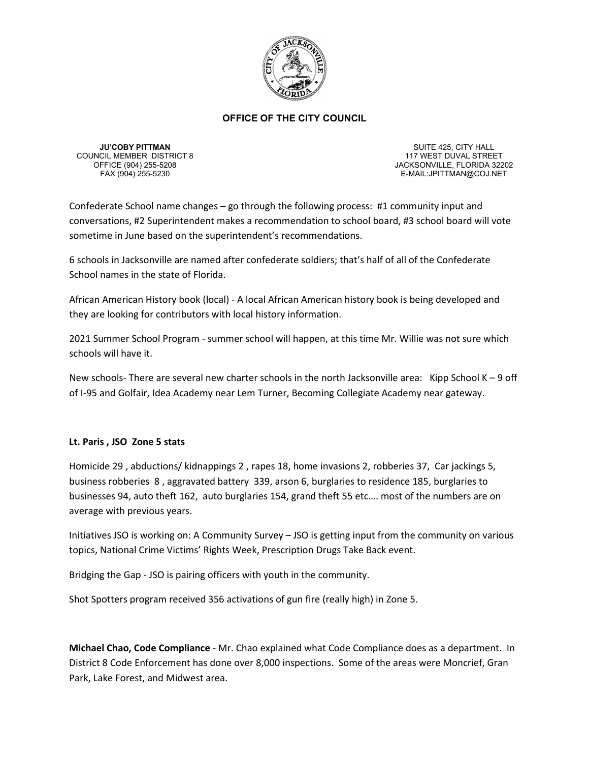**OFFICE OF THE CITY COUNCIL**

**JU'COBY PITTMAN**
COUNCIL MEMBER DISTRICT 8
OFFICE (904) 255-5208
FAX (904) 255-5230

SUITE 425, CITY HALL
117 WEST DUVAL STREET
JACKSONVILLE, FLORIDA 32202
E-MAIL:JPITTMAN@COJ.NET

Confederate School name changes – go through the following process: #1 community input and conversations, #2 Superintendent makes a recommendation to school board, #3 school board will vote sometime in June based on the superintendent's recommendations.

6 schools in Jacksonville are named after confederate soldiers; that's half of all of the Confederate School names in the state of Florida.

African American History book (local) - A local African American history book is being developed and they are looking for contributors with local history information.

2021 Summer School Program - summer school will happen, at this time Mr. Willie was not sure which schools will have it.

New schools- There are several new charter schools in the north Jacksonville area: Kipp School K – 9 off of I-95 and Golfair, Idea Academy near Lem Turner, Becoming Collegiate Academy near gateway.

**Lt. Paris , JSO Zone 5 stats**

Homicide 29 , abductions/ kidnappings 2 , rapes 18, home invasions 2, robberies 37, Car jackings 5, business robberies 8 , aggravated battery 339, arson 6, burglaries to residence 185, burglaries to businesses 94, auto theft 162, auto burglaries 154, grand theft 55 etc…. most of the numbers are on average with previous years.

Initiatives JSO is working on: A Community Survey – JSO is getting input from the community on various topics, National Crime Victims' Rights Week, Prescription Drugs Take Back event.

Bridging the Gap - JSO is pairing officers with youth in the community.

Shot Spotters program received 356 activations of gun fire (really high) in Zone 5.

**Michael Chao, Code Compliance** - Mr. Chao explained what Code Compliance does as a department. In District 8 Code Enforcement has done over 8,000 inspections. Some of the areas were Moncrief, Gran Park, Lake Forest, and Midwest area.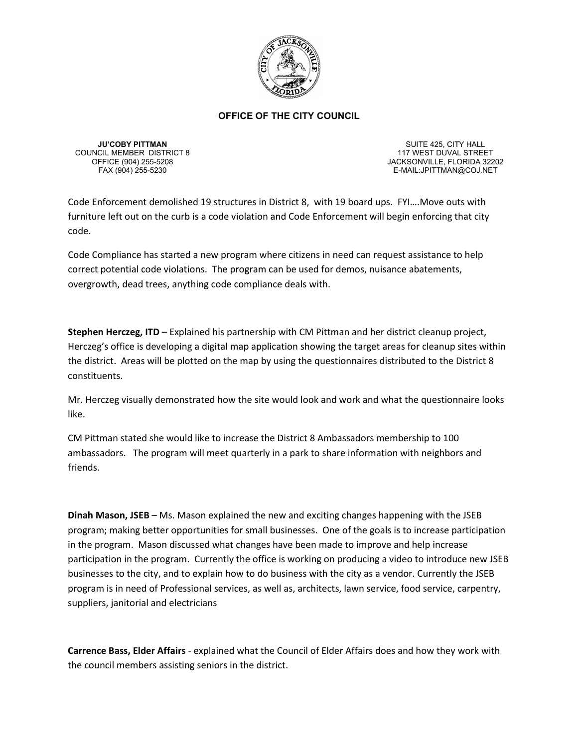**OFFICE OF THE CITY COUNCIL**

**JU'COBY PITTMAN**
COUNCIL MEMBER DISTRICT 8
OFFICE (904) 255-5208
FAX (904) 255-5230

SUITE 425, CITY HALL
117 WEST DUVAL STREET
JACKSONVILLE, FLORIDA 32202
E-MAIL:JPITTMAN@COJ.NET

Code Enforcement demolished 19 structures in District 8, with 19 board ups. FYI….Move outs with furniture left out on the curb is a code violation and Code Enforcement will begin enforcing that city code.

Code Compliance has started a new program where citizens in need can request assistance to help correct potential code violations. The program can be used for demos, nuisance abatements, overgrowth, dead trees, anything code compliance deals with.

**Stephen Herczeg, ITD** – Explained his partnership with CM Pittman and her district cleanup project, Herczeg's office is developing a digital map application showing the target areas for cleanup sites within the district. Areas will be plotted on the map by using the questionnaires distributed to the District 8 constituents.

Mr. Herczeg visually demonstrated how the site would look and work and what the questionnaire looks like.

CM Pittman stated she would like to increase the District 8 Ambassadors membership to 100 ambassadors. The program will meet quarterly in a park to share information with neighbors and friends.

**Dinah Mason, JSEB** – Ms. Mason explained the new and exciting changes happening with the JSEB program; making better opportunities for small businesses. One of the goals is to increase participation in the program. Mason discussed what changes have been made to improve and help increase participation in the program. Currently the office is working on producing a video to introduce new JSEB businesses to the city, and to explain how to do business with the city as a vendor. Currently the JSEB program is in need of Professional services, as well as, architects, lawn service, food service, carpentry, suppliers, janitorial and electricians

**Carrence Bass, Elder Affairs** - explained what the Council of Elder Affairs does and how they work with the council members assisting seniors in the district.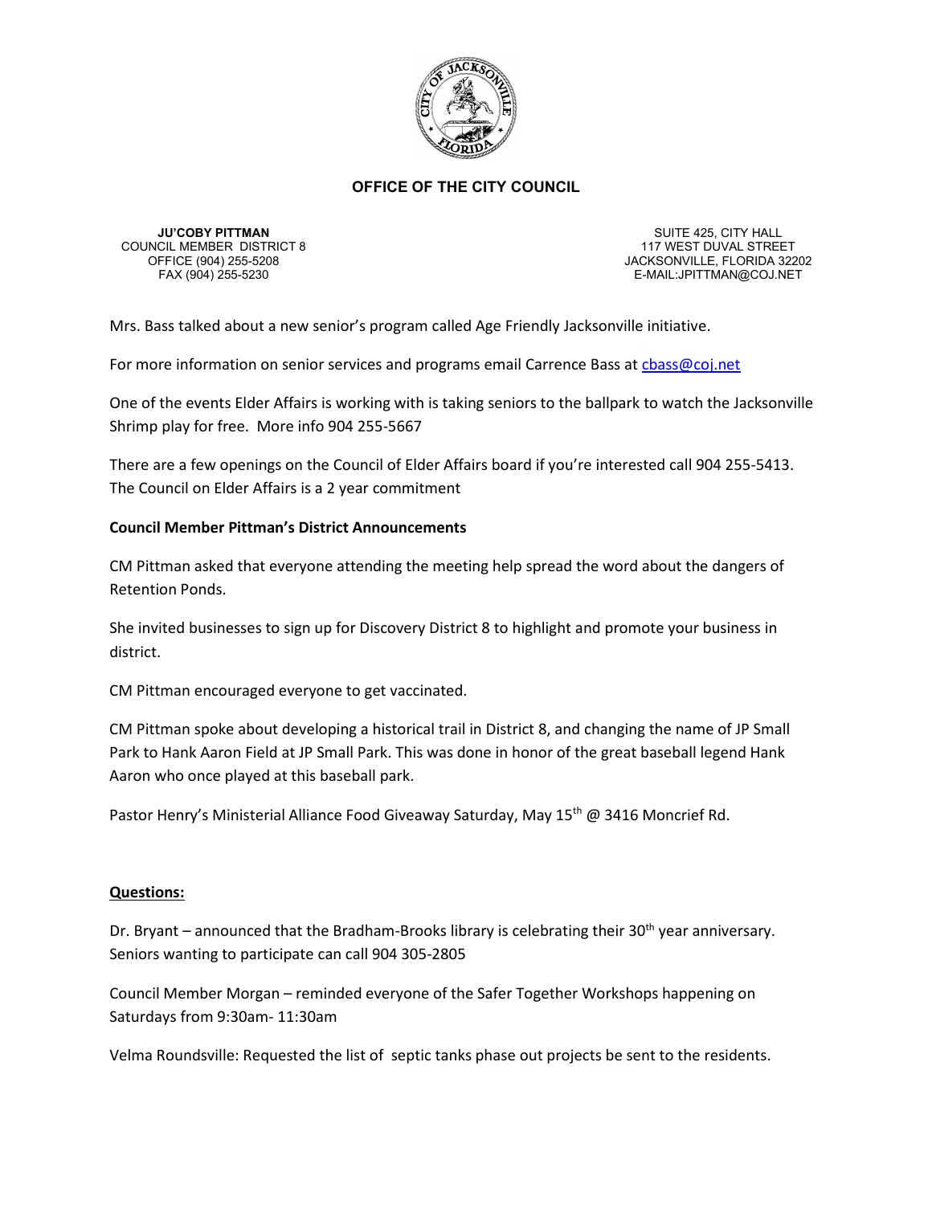**OFFICE OF THE CITY COUNCIL**

**JU'COBY PITTMAN**
COUNCIL MEMBER DISTRICT 8
OFFICE (904) 255-5208
FAX (904) 255-5230

SUITE 425, CITY HALL
117 WEST DUVAL STREET
JACKSONVILLE, FLORIDA 32202
E-MAIL:JPITTMAN@COJ.NET

Mrs. Bass talked about a new senior's program called Age Friendly Jacksonville initiative.

For more information on senior services and programs email Carrence Bass at cbass@coj.net

One of the events Elder Affairs is working with is taking seniors to the ballpark to watch the Jacksonville Shrimp play for free. More info 904 255-5667

There are a few openings on the Council of Elder Affairs board if you're interested call 904 255-5413. The Council on Elder Affairs is a 2 year commitment

**Council Member Pittman's District Announcements**

CM Pittman asked that everyone attending the meeting help spread the word about the dangers of Retention Ponds.

She invited businesses to sign up for Discovery District 8 to highlight and promote your business in district.

CM Pittman encouraged everyone to get vaccinated.

CM Pittman spoke about developing a historical trail in District 8, and changing the name of JP Small Park to Hank Aaron Field at JP Small Park. This was done in honor of the great baseball legend Hank Aaron who once played at this baseball park.

Pastor Henry's Ministerial Alliance Food Giveaway Saturday, May 15th @ 3416 Moncrief Rd.

**Questions:**

Dr. Bryant – announced that the Bradham-Brooks library is celebrating their 30th year anniversary. Seniors wanting to participate can call 904 305-2805

Council Member Morgan – reminded everyone of the Safer Together Workshops happening on Saturdays from 9:30am- 11:30am

Velma Roundsville: Requested the list of septic tanks phase out projects be sent to the residents.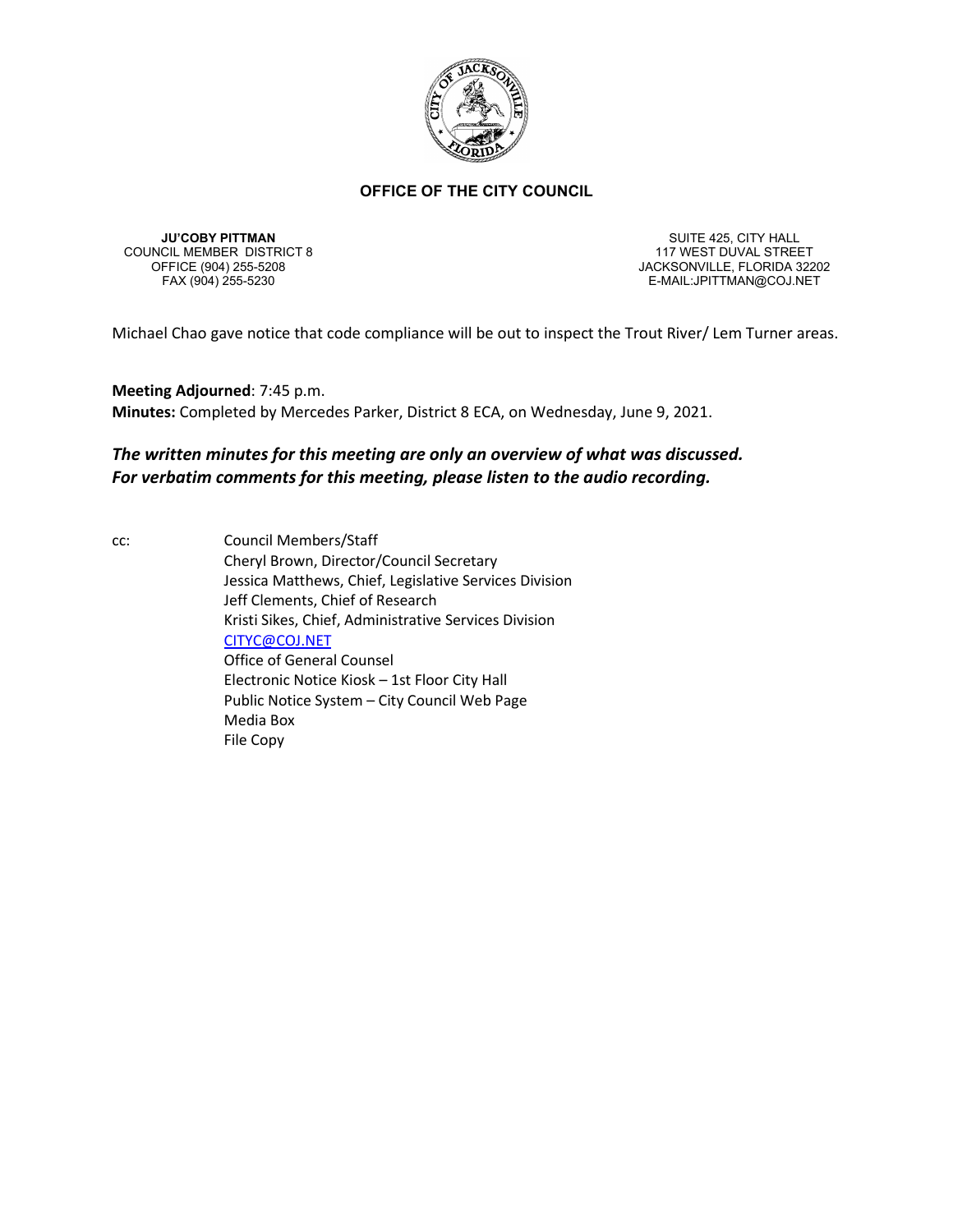**OFFICE OF THE CITY COUNCIL**

**JU'COBY PITTMAN**
COUNCIL MEMBER DISTRICT 8
OFFICE (904) 255-5208
FAX (904) 255-5230

SUITE 425, CITY HALL
117 WEST DUVAL STREET
JACKSONVILLE, FLORIDA 32202
E-MAIL:JPITTMAN@COJ.NET

Michael Chao gave notice that code compliance will be out to inspect the Trout River/ Lem Turner areas.

**Meeting Adjourned**: 7:45 p.m.
**Minutes:** Completed by Mercedes Parker, District 8 ECA, on Wednesday, June 9, 2021.

***The written minutes for this meeting are only an overview of what was discussed.***
***For verbatim comments for this meeting, please listen to the audio recording.***

cc: Council Members/Staff
Cheryl Brown, Director/Council Secretary
Jessica Matthews, Chief, Legislative Services Division
Jeff Clements, Chief of Research
Kristi Sikes, Chief, Administrative Services Division
CITYC@COJ.NET
Office of General Counsel
Electronic Notice Kiosk – 1st Floor City Hall
Public Notice System – City Council Web Page
Media Box
File Copy